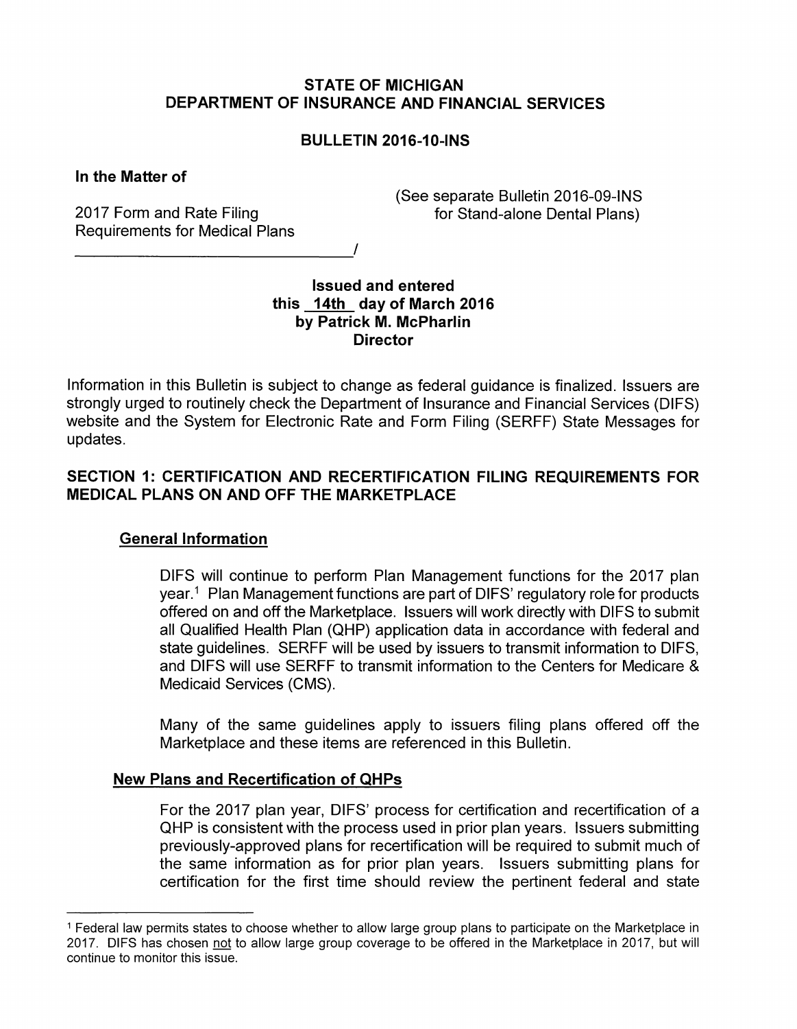**STATE OF MICHIGAN**
**DEPARTMENT OF INSURANCE AND FINANCIAL SERVICES**

**BULLETIN 2016-10-INS**

**In the Matter of**

2017 Form and Rate Filing Requirements for Medical Plans
______________________________/

(See separate Bulletin 2016-09-INS for Stand-alone Dental Plans)

**Issued and entered this 14th day of March 2016 by Patrick M. McPharlin Director**

Information in this Bulletin is subject to change as federal guidance is finalized. Issuers are strongly urged to routinely check the Department of Insurance and Financial Services (DIFS) website and the System for Electronic Rate and Form Filing (SERFF) State Messages for updates.

## SECTION 1: CERTIFICATION AND RECERTIFICATION FILING REQUIREMENTS FOR MEDICAL PLANS ON AND OFF THE MARKETPLACE

### General Information

DIFS will continue to perform Plan Management functions for the 2017 plan year.[1] Plan Management functions are part of DIFS' regulatory role for products offered on and off the Marketplace. Issuers will work directly with DIFS to submit all Qualified Health Plan (QHP) application data in accordance with federal and state guidelines. SERFF will be used by issuers to transmit information to DIFS, and DIFS will use SERFF to transmit information to the Centers for Medicare & Medicaid Services (CMS).

Many of the same guidelines apply to issuers filing plans offered off the Marketplace and these items are referenced in this Bulletin.

### New Plans and Recertification of QHPs

For the 2017 plan year, DIFS' process for certification and recertification of a QHP is consistent with the process used in prior plan years. Issuers submitting previously-approved plans for recertification will be required to submit much of the same information as for prior plan years. Issuers submitting plans for certification for the first time should review the pertinent federal and state

---

[1] Federal law permits states to choose whether to allow large group plans to participate on the Marketplace in 2017. DIFS has chosen not to allow large group coverage to be offered in the Marketplace in 2017, but will continue to monitor this issue.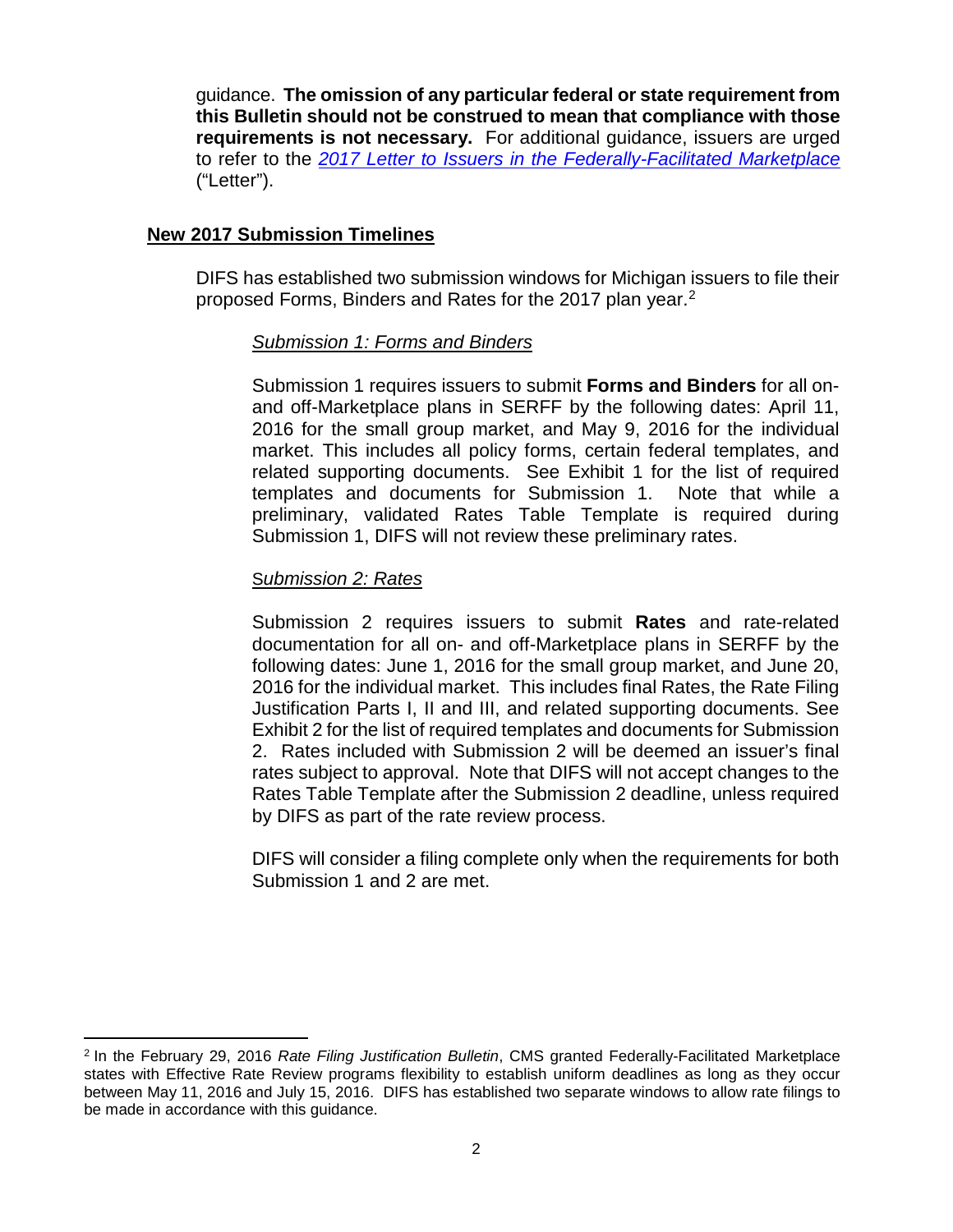guidance. **The omission of any particular federal or state requirement from this Bulletin should not be construed to mean that compliance with those requirements is not necessary.** For additional guidance, issuers are urged to refer to the *2017 Letter to Issuers in the Federally-Facilitated Marketplace* ("Letter").

## New 2017 Submission Timelines

DIFS has established two submission windows for Michigan issuers to file their proposed Forms, Binders and Rates for the 2017 plan year.[2]

### *Submission 1: Forms and Binders*

Submission 1 requires issuers to submit **Forms and Binders** for all on- and off-Marketplace plans in SERFF by the following dates: April 11, 2016 for the small group market, and May 9, 2016 for the individual market. This includes all policy forms, certain federal templates, and related supporting documents. See Exhibit 1 for the list of required templates and documents for Submission 1. Note that while a preliminary, validated Rates Table Template is required during Submission 1, DIFS will not review these preliminary rates.

### *Submission 2: Rates*

Submission 2 requires issuers to submit **Rates** and rate-related documentation for all on- and off-Marketplace plans in SERFF by the following dates: June 1, 2016 for the small group market, and June 20, 2016 for the individual market. This includes final Rates, the Rate Filing Justification Parts I, II and III, and related supporting documents. See Exhibit 2 for the list of required templates and documents for Submission 2. Rates included with Submission 2 will be deemed an issuer's final rates subject to approval. Note that DIFS will not accept changes to the Rates Table Template after the Submission 2 deadline, unless required by DIFS as part of the rate review process.

DIFS will consider a filing complete only when the requirements for both Submission 1 and 2 are met.

---

[2] In the February 29, 2016 *Rate Filing Justification Bulletin*, CMS granted Federally-Facilitated Marketplace states with Effective Rate Review programs flexibility to establish uniform deadlines as long as they occur between May 11, 2016 and July 15, 2016. DIFS has established two separate windows to allow rate filings to be made in accordance with this guidance.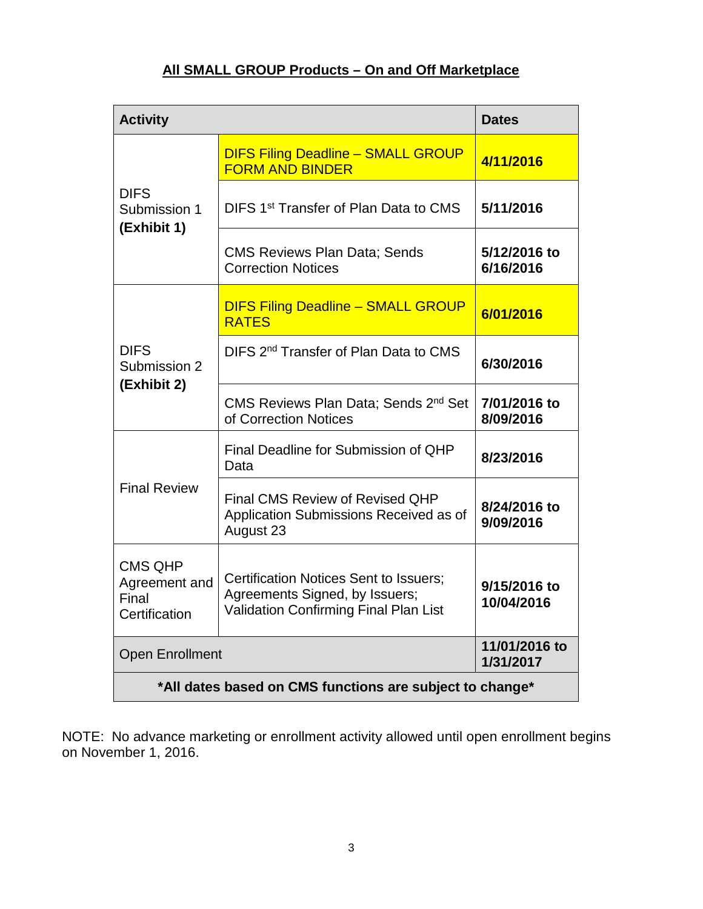## All SMALL GROUP Products – On and Off Marketplace

| Activity | | Dates |
|---|---|---|
| DIFS Submission 1 **(Exhibit 1)** | DIFS Filing Deadline – SMALL GROUP FORM AND BINDER | **4/11/2016** |
| | DIFS 1st Transfer of Plan Data to CMS | **5/11/2016** |
| | CMS Reviews Plan Data; Sends Correction Notices | **5/12/2016 to 6/16/2016** |
| DIFS Submission 2 **(Exhibit 2)** | DIFS Filing Deadline – SMALL GROUP RATES | **6/01/2016** |
| | DIFS 2nd Transfer of Plan Data to CMS | **6/30/2016** |
| | CMS Reviews Plan Data; Sends 2nd Set of Correction Notices | **7/01/2016 to 8/09/2016** |
| Final Review | Final Deadline for Submission of QHP Data | **8/23/2016** |
| | Final CMS Review of Revised QHP Application Submissions Received as of August 23 | **8/24/2016 to 9/09/2016** |
| CMS QHP Agreement and Final Certification | Certification Notices Sent to Issuers; Agreements Signed, by Issuers; Validation Confirming Final Plan List | **9/15/2016 to 10/04/2016** |
| Open Enrollment | | **11/01/2016 to 1/31/2017** |
| **\*All dates based on CMS functions are subject to change\*** | | |

NOTE: No advance marketing or enrollment activity allowed until open enrollment begins on November 1, 2016.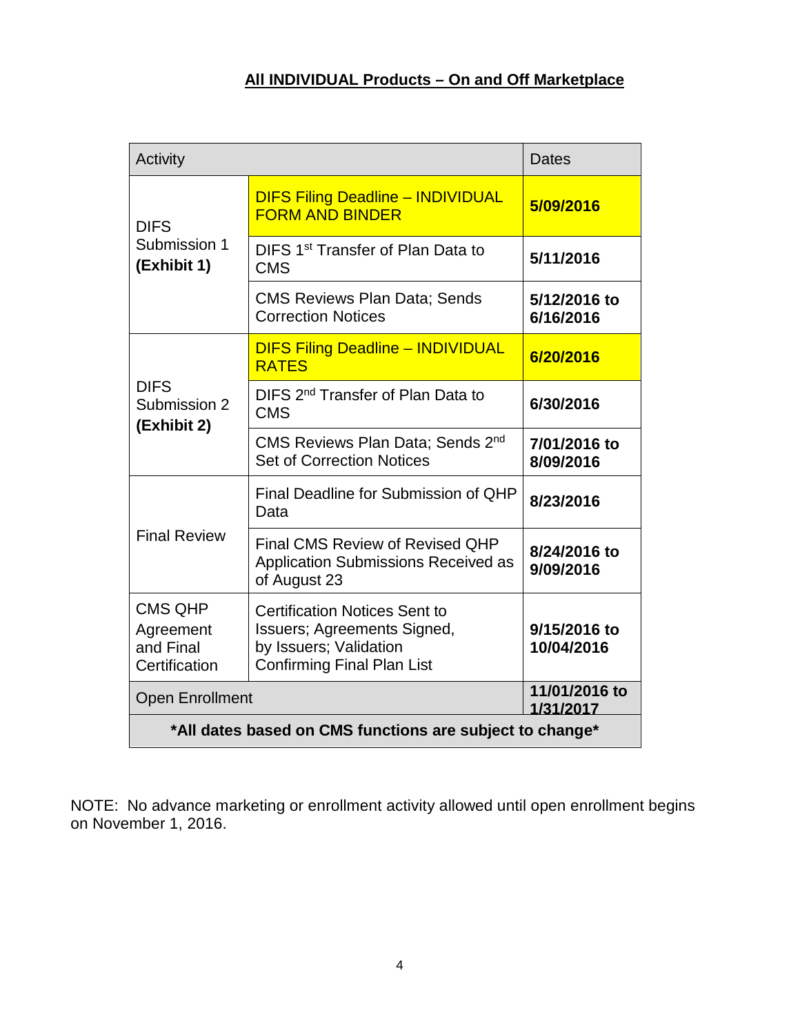## All INDIVIDUAL Products – On and Off Marketplace

| Activity | | Dates |
|---|---|---|
| DIFS Submission 1 **(Exhibit 1)** | DIFS Filing Deadline – INDIVIDUAL FORM AND BINDER | **5/09/2016** |
| | DIFS 1st Transfer of Plan Data to CMS | **5/11/2016** |
| | CMS Reviews Plan Data; Sends Correction Notices | **5/12/2016 to 6/16/2016** |
| DIFS Submission 2 **(Exhibit 2)** | DIFS Filing Deadline – INDIVIDUAL RATES | **6/20/2016** |
| | DIFS 2nd Transfer of Plan Data to CMS | **6/30/2016** |
| | CMS Reviews Plan Data; Sends 2nd Set of Correction Notices | **7/01/2016 to 8/09/2016** |
| Final Review | Final Deadline for Submission of QHP Data | **8/23/2016** |
| | Final CMS Review of Revised QHP Application Submissions Received as of August 23 | **8/24/2016 to 9/09/2016** |
| CMS QHP Agreement and Final Certification | Certification Notices Sent to Issuers; Agreements Signed, by Issuers; Validation Confirming Final Plan List | **9/15/2016 to 10/04/2016** |
| Open Enrollment | | **11/01/2016 to 1/31/2017** |
| ***All dates based on CMS functions are subject to change*** | | |

NOTE: No advance marketing or enrollment activity allowed until open enrollment begins on November 1, 2016.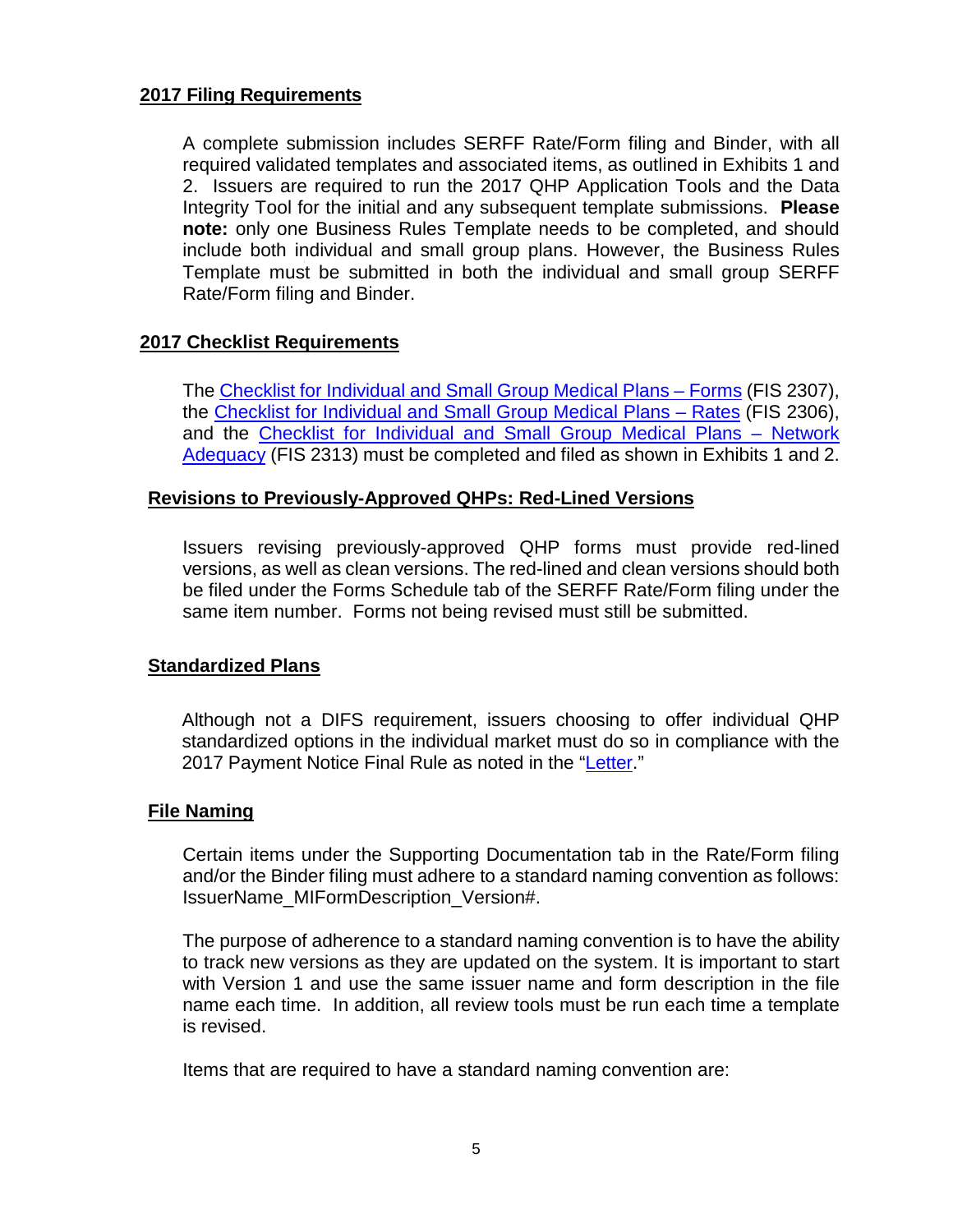## 2017 Filing Requirements

A complete submission includes SERFF Rate/Form filing and Binder, with all required validated templates and associated items, as outlined in Exhibits 1 and 2. Issuers are required to run the 2017 QHP Application Tools and the Data Integrity Tool for the initial and any subsequent template submissions. **Please note:** only one Business Rules Template needs to be completed, and should include both individual and small group plans. However, the Business Rules Template must be submitted in both the individual and small group SERFF Rate/Form filing and Binder.

## 2017 Checklist Requirements

The Checklist for Individual and Small Group Medical Plans – Forms (FIS 2307), the Checklist for Individual and Small Group Medical Plans – Rates (FIS 2306), and the Checklist for Individual and Small Group Medical Plans – Network Adequacy (FIS 2313) must be completed and filed as shown in Exhibits 1 and 2.

## Revisions to Previously-Approved QHPs: Red-Lined Versions

Issuers revising previously-approved QHP forms must provide red-lined versions, as well as clean versions. The red-lined and clean versions should both be filed under the Forms Schedule tab of the SERFF Rate/Form filing under the same item number. Forms not being revised must still be submitted.

## Standardized Plans

Although not a DIFS requirement, issuers choosing to offer individual QHP standardized options in the individual market must do so in compliance with the 2017 Payment Notice Final Rule as noted in the "Letter."

## File Naming

Certain items under the Supporting Documentation tab in the Rate/Form filing and/or the Binder filing must adhere to a standard naming convention as follows: IssuerName_MIFormDescription_Version#.

The purpose of adherence to a standard naming convention is to have the ability to track new versions as they are updated on the system. It is important to start with Version 1 and use the same issuer name and form description in the file name each time. In addition, all review tools must be run each time a template is revised.

Items that are required to have a standard naming convention are: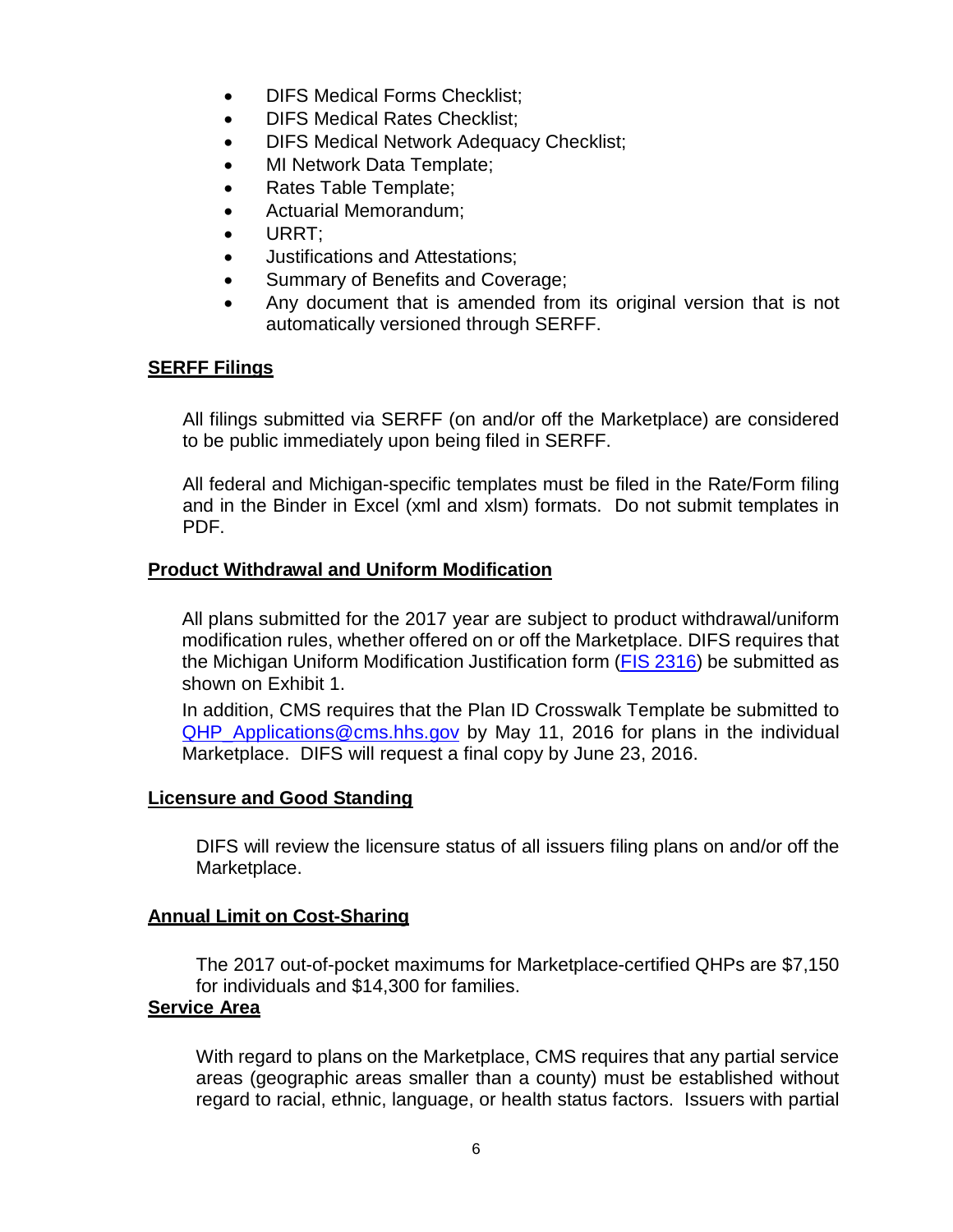- DIFS Medical Forms Checklist;
- DIFS Medical Rates Checklist;
- DIFS Medical Network Adequacy Checklist;
- MI Network Data Template;
- Rates Table Template;
- Actuarial Memorandum;
- URRT;
- Justifications and Attestations;
- Summary of Benefits and Coverage;
- Any document that is amended from its original version that is not automatically versioned through SERFF.

**SERFF Filings**

All filings submitted via SERFF (on and/or off the Marketplace) are considered to be public immediately upon being filed in SERFF.

All federal and Michigan-specific templates must be filed in the Rate/Form filing and in the Binder in Excel (xml and xlsm) formats. Do not submit templates in PDF.

**Product Withdrawal and Uniform Modification**

All plans submitted for the 2017 year are subject to product withdrawal/uniform modification rules, whether offered on or off the Marketplace. DIFS requires that the Michigan Uniform Modification Justification form (FIS 2316) be submitted as shown on Exhibit 1.

In addition, CMS requires that the Plan ID Crosswalk Template be submitted to QHP_Applications@cms.hhs.gov by May 11, 2016 for plans in the individual Marketplace. DIFS will request a final copy by June 23, 2016.

**Licensure and Good Standing**

DIFS will review the licensure status of all issuers filing plans on and/or off the Marketplace.

**Annual Limit on Cost-Sharing**

The 2017 out-of-pocket maximums for Marketplace-certified QHPs are $7,150 for individuals and $14,300 for families.

**Service Area**

With regard to plans on the Marketplace, CMS requires that any partial service areas (geographic areas smaller than a county) must be established without regard to racial, ethnic, language, or health status factors. Issuers with partial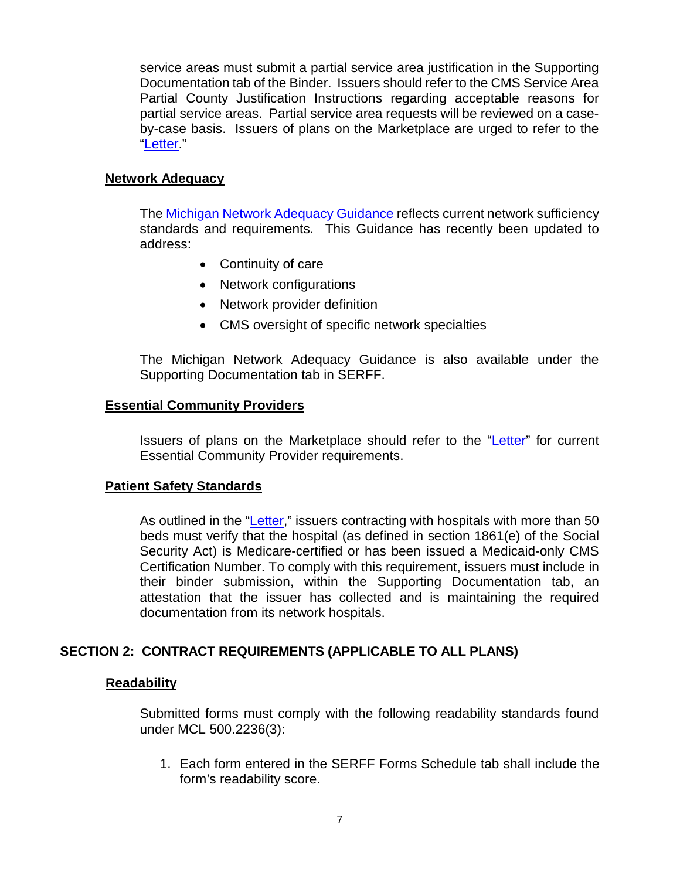service areas must submit a partial service area justification in the Supporting Documentation tab of the Binder. Issuers should refer to the CMS Service Area Partial County Justification Instructions regarding acceptable reasons for partial service areas. Partial service area requests will be reviewed on a case-by-case basis. Issuers of plans on the Marketplace are urged to refer to the "Letter."

### Network Adequacy

The Michigan Network Adequacy Guidance reflects current network sufficiency standards and requirements. This Guidance has recently been updated to address:

- Continuity of care
- Network configurations
- Network provider definition
- CMS oversight of specific network specialties

The Michigan Network Adequacy Guidance is also available under the Supporting Documentation tab in SERFF.

### Essential Community Providers

Issuers of plans on the Marketplace should refer to the "Letter" for current Essential Community Provider requirements.

### Patient Safety Standards

As outlined in the "Letter," issuers contracting with hospitals with more than 50 beds must verify that the hospital (as defined in section 1861(e) of the Social Security Act) is Medicare-certified or has been issued a Medicaid-only CMS Certification Number. To comply with this requirement, issuers must include in their binder submission, within the Supporting Documentation tab, an attestation that the issuer has collected and is maintaining the required documentation from its network hospitals.

## SECTION 2: CONTRACT REQUIREMENTS (APPLICABLE TO ALL PLANS)

### Readability

Submitted forms must comply with the following readability standards found under MCL 500.2236(3):

1. Each form entered in the SERFF Forms Schedule tab shall include the form's readability score.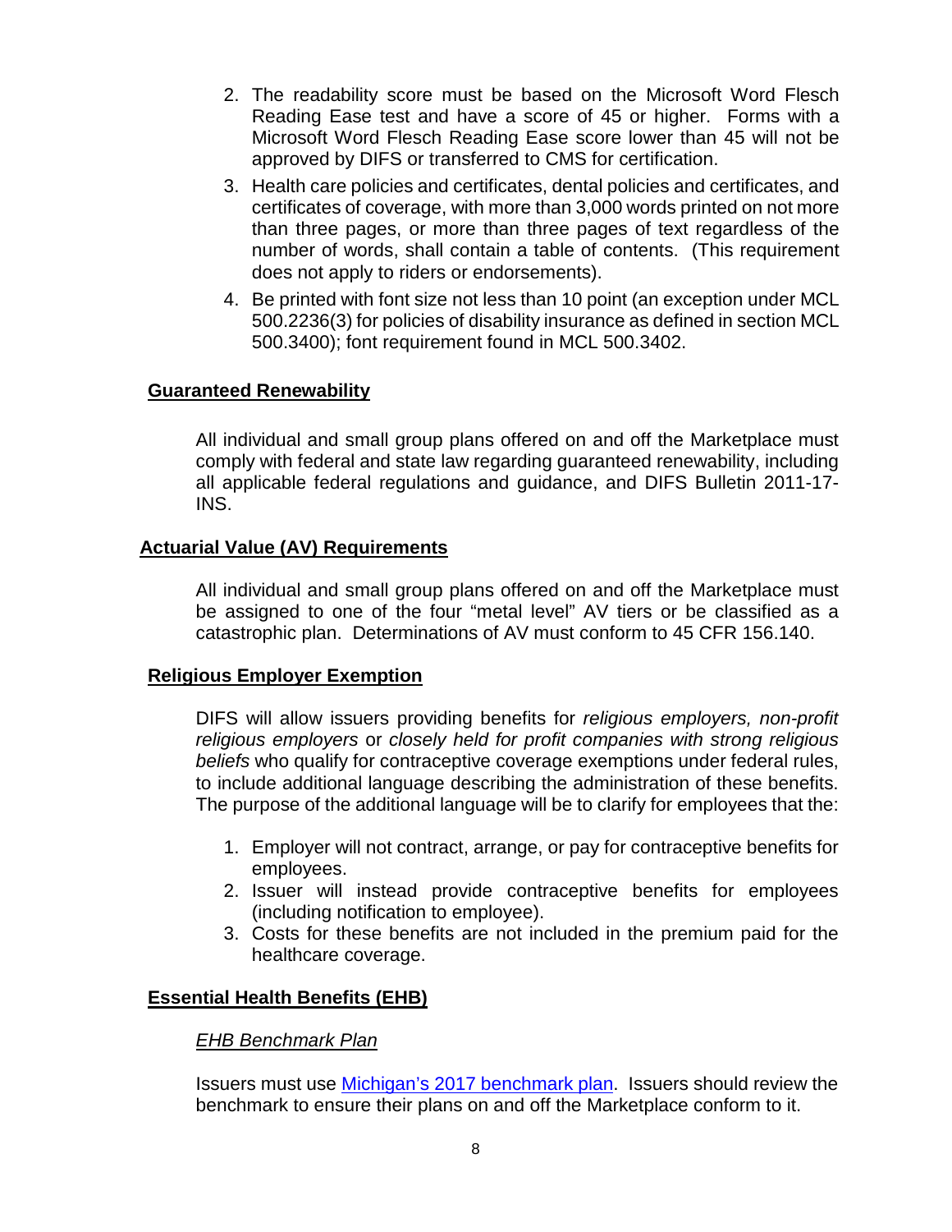2. The readability score must be based on the Microsoft Word Flesch Reading Ease test and have a score of 45 or higher. Forms with a Microsoft Word Flesch Reading Ease score lower than 45 will not be approved by DIFS or transferred to CMS for certification.
3. Health care policies and certificates, dental policies and certificates, and certificates of coverage, with more than 3,000 words printed on not more than three pages, or more than three pages of text regardless of the number of words, shall contain a table of contents. (This requirement does not apply to riders or endorsements).
4. Be printed with font size not less than 10 point (an exception under MCL 500.2236(3) for policies of disability insurance as defined in section MCL 500.3400); font requirement found in MCL 500.3402.

## Guaranteed Renewability

All individual and small group plans offered on and off the Marketplace must comply with federal and state law regarding guaranteed renewability, including all applicable federal regulations and guidance, and DIFS Bulletin 2011-17-INS.

## Actuarial Value (AV) Requirements

All individual and small group plans offered on and off the Marketplace must be assigned to one of the four "metal level" AV tiers or be classified as a catastrophic plan. Determinations of AV must conform to 45 CFR 156.140.

## Religious Employer Exemption

DIFS will allow issuers providing benefits for *religious employers, non-profit religious employers* or *closely held for profit companies with strong religious beliefs* who qualify for contraceptive coverage exemptions under federal rules, to include additional language describing the administration of these benefits. The purpose of the additional language will be to clarify for employees that the:

1. Employer will not contract, arrange, or pay for contraceptive benefits for employees.
2. Issuer will instead provide contraceptive benefits for employees (including notification to employee).
3. Costs for these benefits are not included in the premium paid for the healthcare coverage.

## Essential Health Benefits (EHB)

### *EHB Benchmark Plan*

Issuers must use Michigan's 2017 benchmark plan. Issuers should review the benchmark to ensure their plans on and off the Marketplace conform to it.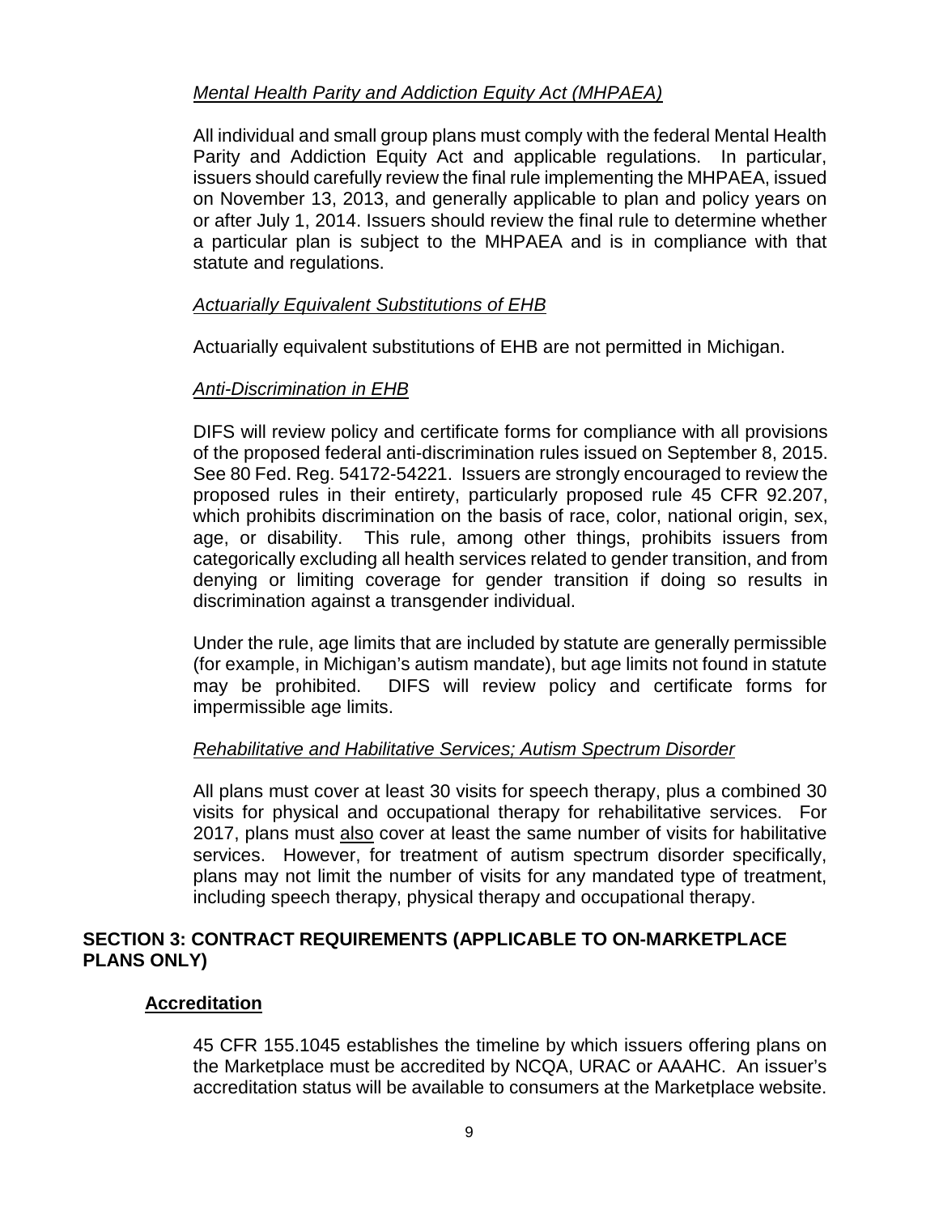*Mental Health Parity and Addiction Equity Act (MHPAEA)*

All individual and small group plans must comply with the federal Mental Health Parity and Addiction Equity Act and applicable regulations. In particular, issuers should carefully review the final rule implementing the MHPAEA, issued on November 13, 2013, and generally applicable to plan and policy years on or after July 1, 2014. Issuers should review the final rule to determine whether a particular plan is subject to the MHPAEA and is in compliance with that statute and regulations.

*Actuarially Equivalent Substitutions of EHB*

Actuarially equivalent substitutions of EHB are not permitted in Michigan.

*Anti-Discrimination in EHB*

DIFS will review policy and certificate forms for compliance with all provisions of the proposed federal anti-discrimination rules issued on September 8, 2015. See 80 Fed. Reg. 54172-54221. Issuers are strongly encouraged to review the proposed rules in their entirety, particularly proposed rule 45 CFR 92.207, which prohibits discrimination on the basis of race, color, national origin, sex, age, or disability. This rule, among other things, prohibits issuers from categorically excluding all health services related to gender transition, and from denying or limiting coverage for gender transition if doing so results in discrimination against a transgender individual.

Under the rule, age limits that are included by statute are generally permissible (for example, in Michigan's autism mandate), but age limits not found in statute may be prohibited. DIFS will review policy and certificate forms for impermissible age limits.

*Rehabilitative and Habilitative Services; Autism Spectrum Disorder*

All plans must cover at least 30 visits for speech therapy, plus a combined 30 visits for physical and occupational therapy for rehabilitative services. For 2017, plans must also cover at least the same number of visits for habilitative services. However, for treatment of autism spectrum disorder specifically, plans may not limit the number of visits for any mandated type of treatment, including speech therapy, physical therapy and occupational therapy.

## SECTION 3: CONTRACT REQUIREMENTS (APPLICABLE TO ON-MARKETPLACE PLANS ONLY)

### Accreditation

45 CFR 155.1045 establishes the timeline by which issuers offering plans on the Marketplace must be accredited by NCQA, URAC or AAAHC. An issuer's accreditation status will be available to consumers at the Marketplace website.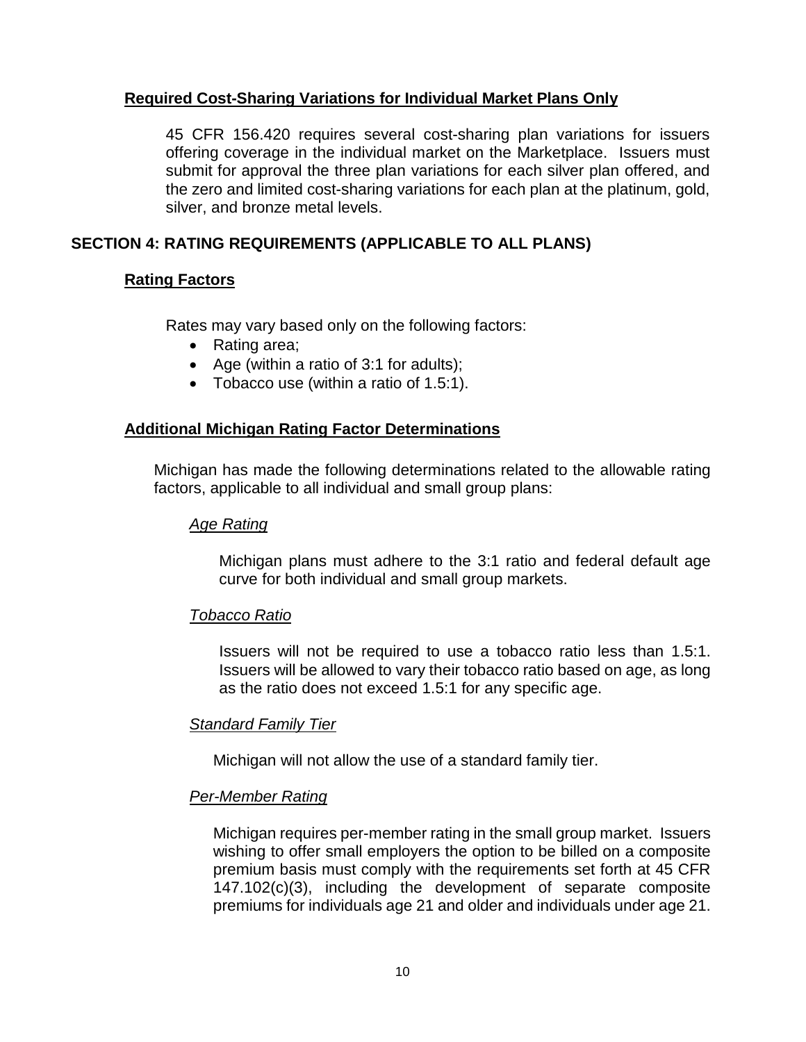### Required Cost-Sharing Variations for Individual Market Plans Only

45 CFR 156.420 requires several cost-sharing plan variations for issuers offering coverage in the individual market on the Marketplace. Issuers must submit for approval the three plan variations for each silver plan offered, and the zero and limited cost-sharing variations for each plan at the platinum, gold, silver, and bronze metal levels.

## SECTION 4: RATING REQUIREMENTS (APPLICABLE TO ALL PLANS)

### Rating Factors

Rates may vary based only on the following factors:

- Rating area;
- Age (within a ratio of 3:1 for adults);
- Tobacco use (within a ratio of 1.5:1).

### Additional Michigan Rating Factor Determinations

Michigan has made the following determinations related to the allowable rating factors, applicable to all individual and small group plans:

#### *Age Rating*

Michigan plans must adhere to the 3:1 ratio and federal default age curve for both individual and small group markets.

#### *Tobacco Ratio*

Issuers will not be required to use a tobacco ratio less than 1.5:1. Issuers will be allowed to vary their tobacco ratio based on age, as long as the ratio does not exceed 1.5:1 for any specific age.

#### *Standard Family Tier*

Michigan will not allow the use of a standard family tier.

#### *Per-Member Rating*

Michigan requires per-member rating in the small group market. Issuers wishing to offer small employers the option to be billed on a composite premium basis must comply with the requirements set forth at 45 CFR 147.102(c)(3), including the development of separate composite premiums for individuals age 21 and older and individuals under age 21.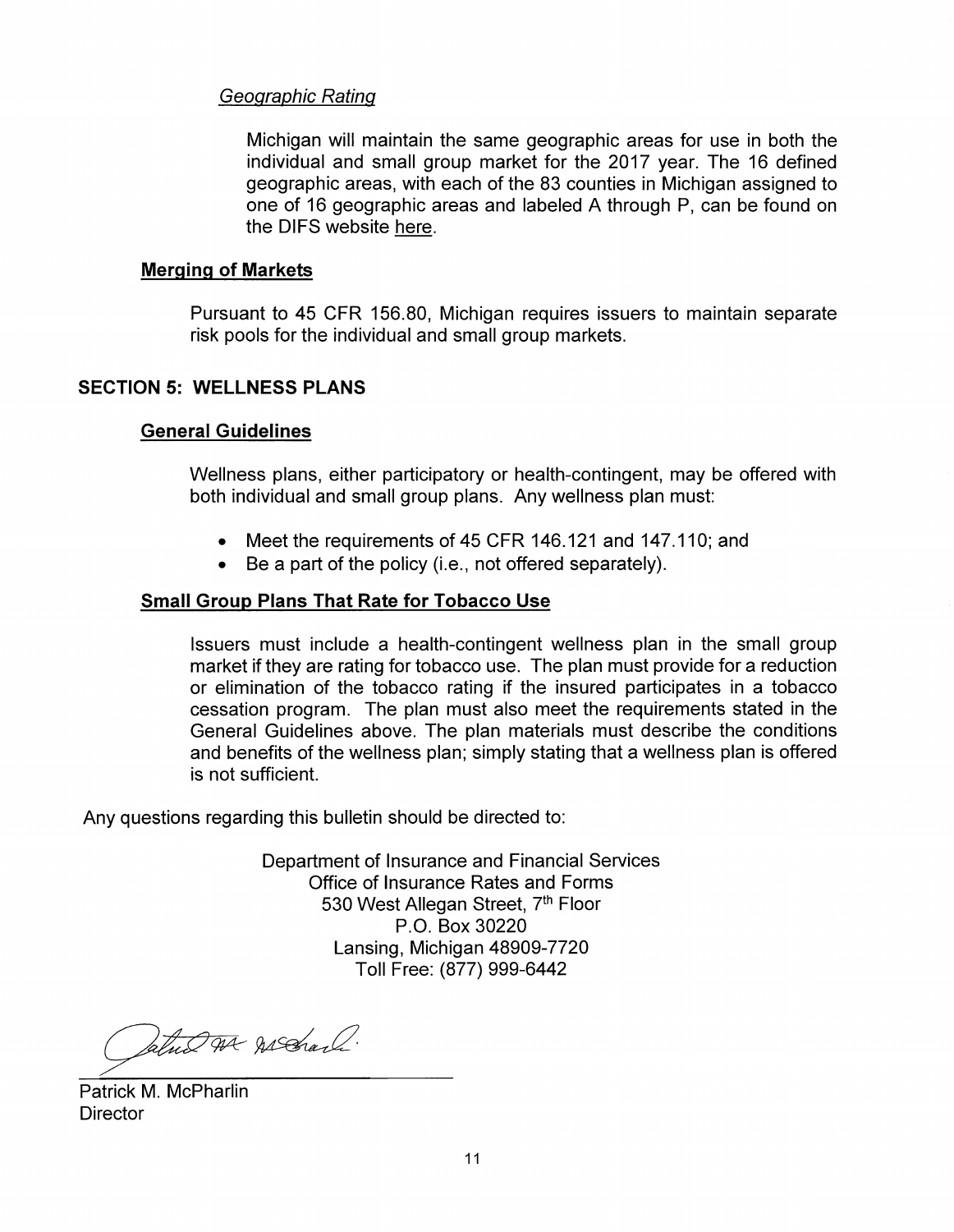### *Geographic Rating*

Michigan will maintain the same geographic areas for use in both the individual and small group market for the 2017 year. The 16 defined geographic areas, with each of the 83 counties in Michigan assigned to one of 16 geographic areas and labeled A through P, can be found on the DIFS website here.

### Merging of Markets

Pursuant to 45 CFR 156.80, Michigan requires issuers to maintain separate risk pools for the individual and small group markets.

## SECTION 5: WELLNESS PLANS

### General Guidelines

Wellness plans, either participatory or health-contingent, may be offered with both individual and small group plans. Any wellness plan must:

- Meet the requirements of 45 CFR 146.121 and 147.110; and
- Be a part of the policy (i.e., not offered separately).

### Small Group Plans That Rate for Tobacco Use

Issuers must include a health-contingent wellness plan in the small group market if they are rating for tobacco use. The plan must provide for a reduction or elimination of the tobacco rating if the insured participates in a tobacco cessation program. The plan must also meet the requirements stated in the General Guidelines above. The plan materials must describe the conditions and benefits of the wellness plan; simply stating that a wellness plan is offered is not sufficient.

Any questions regarding this bulletin should be directed to:

Department of Insurance and Financial Services
Office of Insurance Rates and Forms
530 West Allegan Street, 7th Floor
P.O. Box 30220
Lansing, Michigan 48909-7720
Toll Free: (877) 999-6442

Patrick M. McPharlin
Director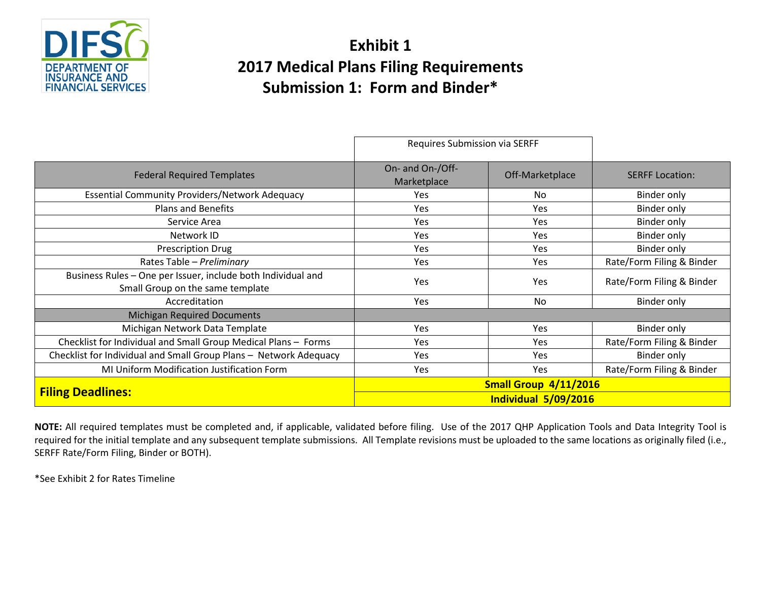# Exhibit 1
# 2017 Medical Plans Filing Requirements
# Submission 1: Form and Binder*

| | Requires Submission via SERFF | | |
|---|---|---|---|
| Federal Required Templates | On- and On-/Off-Marketplace | Off-Marketplace | SERFF Location: |
| Essential Community Providers/Network Adequacy | Yes | No | Binder only |
| Plans and Benefits | Yes | Yes | Binder only |
| Service Area | Yes | Yes | Binder only |
| Network ID | Yes | Yes | Binder only |
| Prescription Drug | Yes | Yes | Binder only |
| Rates Table – *Preliminary* | Yes | Yes | Rate/Form Filing & Binder |
| Business Rules – One per Issuer, include both Individual and Small Group on the same template | Yes | Yes | Rate/Form Filing & Binder |
| Accreditation | Yes | No | Binder only |
| Michigan Required Documents | | | |
| Michigan Network Data Template | Yes | Yes | Binder only |
| Checklist for Individual and Small Group Medical Plans – Forms | Yes | Yes | Rate/Form Filing & Binder |
| Checklist for Individual and Small Group Plans – Network Adequacy | Yes | Yes | Binder only |
| MI Uniform Modification Justification Form | Yes | Yes | Rate/Form Filing & Binder |
| **Filing Deadlines:** | **Small Group 4/11/2016** | | |
| | **Individual 5/09/2016** | | |

**NOTE:** All required templates must be completed and, if applicable, validated before filing. Use of the 2017 QHP Application Tools and Data Integrity Tool is required for the initial template and any subsequent template submissions. All Template revisions must be uploaded to the same locations as originally filed (i.e., SERFF Rate/Form Filing, Binder or BOTH).

*See Exhibit 2 for Rates Timeline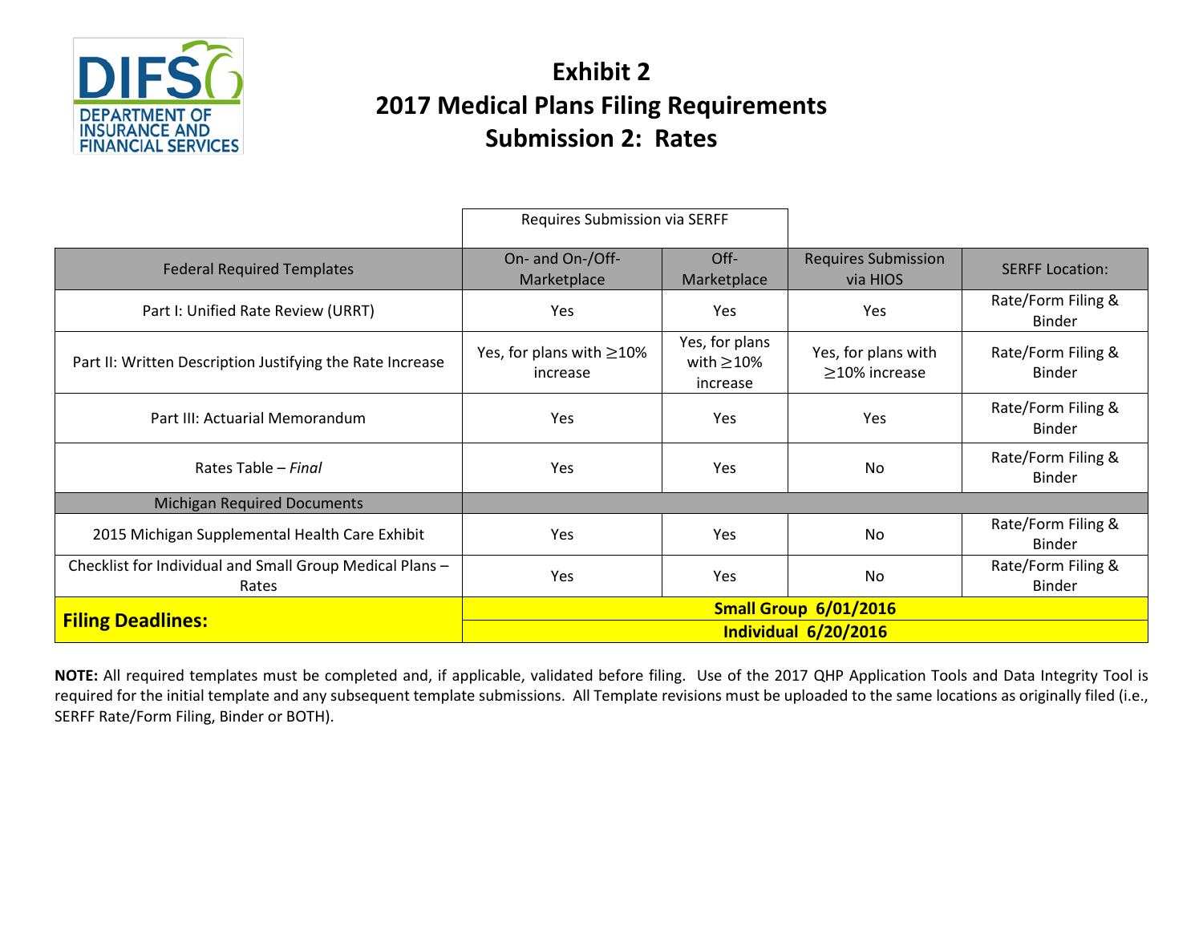# Exhibit 2
# 2017 Medical Plans Filing Requirements
# Submission 2: Rates

| Federal Required Templates | Requires Submission via SERFF: On- and On-/Off-Marketplace | Requires Submission via SERFF: Off-Marketplace | Requires Submission via HIOS | SERFF Location: |
|---|---|---|---|---|
| Part I: Unified Rate Review (URRT) | Yes | Yes | Yes | Rate/Form Filing & Binder |
| Part II: Written Description Justifying the Rate Increase | Yes, for plans with ≥10% increase | Yes, for plans with ≥10% increase | Yes, for plans with ≥10% increase | Rate/Form Filing & Binder |
| Part III: Actuarial Memorandum | Yes | Yes | Yes | Rate/Form Filing & Binder |
| Rates Table – *Final* | Yes | Yes | No | Rate/Form Filing & Binder |
| Michigan Required Documents | | | | |
| 2015 Michigan Supplemental Health Care Exhibit | Yes | Yes | No | Rate/Form Filing & Binder |
| Checklist for Individual and Small Group Medical Plans – Rates | Yes | Yes | No | Rate/Form Filing & Binder |
| **Filing Deadlines:** | **Small Group 6/01/2016** | | | |
| | **Individual 6/20/2016** | | | |

**NOTE:** All required templates must be completed and, if applicable, validated before filing. Use of the 2017 QHP Application Tools and Data Integrity Tool is required for the initial template and any subsequent template submissions. All Template revisions must be uploaded to the same locations as originally filed (i.e., SERFF Rate/Form Filing, Binder or BOTH).